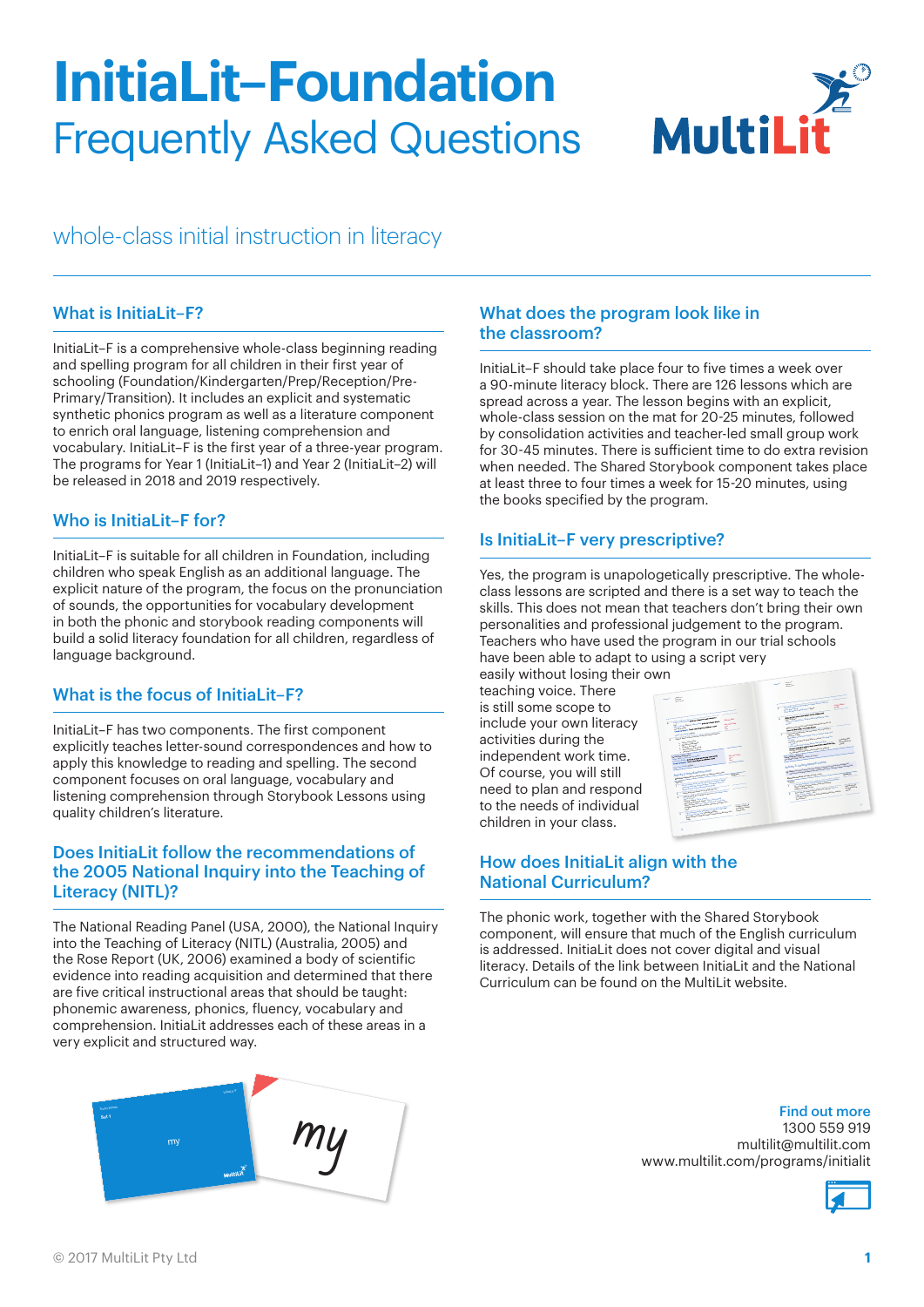# InitiaLit–Foundation

## Frequently Asked Questions

whole-class initial instruction in literacy

### What is InitiaLit–F?

InitiaLit–F is a comprehensive whole-class beginning reading and spelling program for all children in their first year of schooling (Foundation/Kindergarten/Prep/Reception/Pre-Primary/Transition). It includes an explicit and systematic synthetic phonics program as well as a literature component to enrich oral language, listening comprehension and vocabulary. InitiaLit–F is the first year of a three-year program. The programs for Year 1 (InitiaLit–1) and Year 2 (InitiaLit–2) will be released in 2018 and 2019 respectively.

### Who is InitiaLit–F for?

InitiaLit–F is suitable for all children in Foundation, including children who speak English as an additional language. The explicit nature of the program, the focus on the pronunciation of sounds, the opportunities for vocabulary development in both the phonic and storybook reading components will build a solid literacy foundation for all children, regardless of language background.

### What is the focus of InitiaLit–F?

InitiaLit–F has two components. The first component explicitly teaches letter-sound correspondences and how to apply this knowledge to reading and spelling. The second component focuses on oral language, vocabulary and listening comprehension through Storybook Lessons using quality children's literature.

### Does InitiaLit follow the recommendations of the 2005 National Inquiry into the Teaching of Literacy (NITL)?

The National Reading Panel (USA, 2000), the National Inquiry into the Teaching of Literacy (NITL) (Australia, 2005) and the Rose Report (UK, 2006) examined a body of scientific evidence into reading acquisition and determined that there are five critical instructional areas that should be taught: phonemic awareness, phonics, fluency, vocabulary and comprehension. InitiaLit addresses each of these areas in a very explicit and structured way.

### What does the program look like in the classroom?

InitiaLit–F should take place four to five times a week over a 90-minute literacy block. There are 126 lessons which are spread across a year. The lesson begins with an explicit, whole-class session on the mat for 20-25 minutes, followed by consolidation activities and teacher-led small group work for 30-45 minutes. There is sufficient time to do extra revision when needed. The Shared Storybook component takes place at least three to four times a week for 15-20 minutes, using the books specified by the program.

### Is InitiaLit–F very prescriptive?

Yes, the program is unapologetically prescriptive. The whole-class lessons are scripted and there is a set way to teach the skills. This does not mean that teachers don't bring their own personalities and professional judgement to the program. Teachers who have used the program in our trial schools have been able to adapt to using a script very easily without losing their own teaching voice. There is still some scope to include your own literacy activities during the independent work time. Of course, you will still need to plan and respond to the needs of individual children in your class.

### How does InitiaLit align with the National Curriculum?

The phonic work, together with the Shared Storybook component, will ensure that much of the English curriculum is addressed. InitiaLit does not cover digital and visual literacy. Details of the link between InitiaLit and the National Curriculum can be found on the MultiLit website.

**Find out more**
1300 559 919
multilit@multilit.com
www.multilit.com/programs/initialit

© 2017 MultiLit Pty Ltd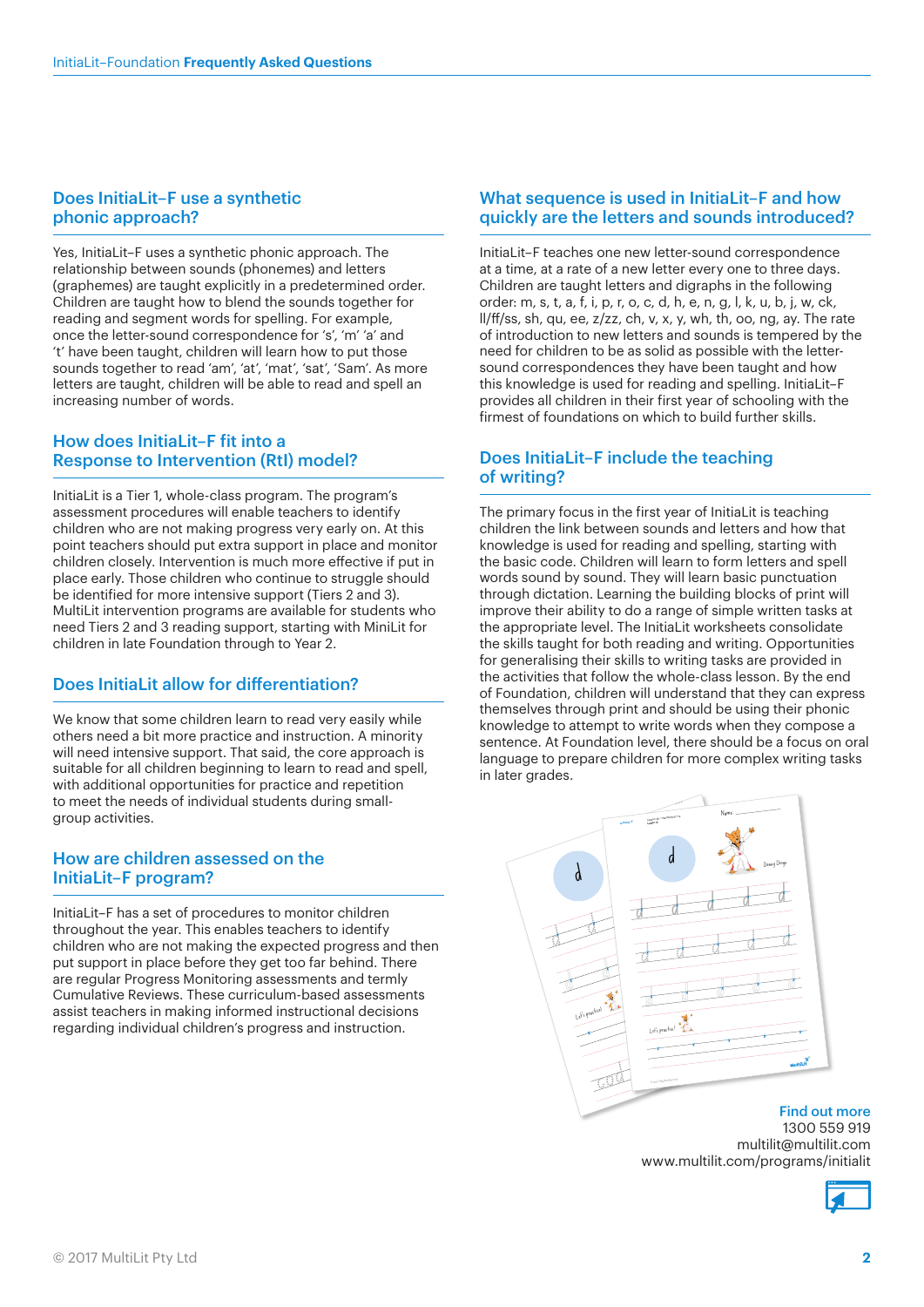## Does InitiaLit–F use a synthetic phonic approach?

Yes, InitiaLit–F uses a synthetic phonic approach. The relationship between sounds (phonemes) and letters (graphemes) are taught explicitly in a predetermined order. Children are taught how to blend the sounds together for reading and segment words for spelling. For example, once the letter-sound correspondence for 's', 'm' 'a' and 't' have been taught, children will learn how to put those sounds together to read 'am', 'at', 'mat', 'sat', 'Sam'. As more letters are taught, children will be able to read and spell an increasing number of words.

## How does InitiaLit–F fit into a Response to Intervention (RtI) model?

InitiaLit is a Tier 1, whole-class program. The program's assessment procedures will enable teachers to identify children who are not making progress very early on. At this point teachers should put extra support in place and monitor children closely. Intervention is much more effective if put in place early. Those children who continue to struggle should be identified for more intensive support (Tiers 2 and 3). MultiLit intervention programs are available for students who need Tiers 2 and 3 reading support, starting with MiniLit for children in late Foundation through to Year 2.

## Does InitiaLit allow for differentiation?

We know that some children learn to read very easily while others need a bit more practice and instruction. A minority will need intensive support. That said, the core approach is suitable for all children beginning to learn to read and spell, with additional opportunities for practice and repetition to meet the needs of individual students during small-group activities.

## How are children assessed on the InitiaLit–F program?

InitiaLit–F has a set of procedures to monitor children throughout the year. This enables teachers to identify children who are not making the expected progress and then put support in place before they get too far behind. There are regular Progress Monitoring assessments and termly Cumulative Reviews. These curriculum-based assessments assist teachers in making informed instructional decisions regarding individual children's progress and instruction.

## What sequence is used in InitiaLit–F and how quickly are the letters and sounds introduced?

InitiaLit–F teaches one new letter-sound correspondence at a time, at a rate of a new letter every one to three days. Children are taught letters and digraphs in the following order: m, s, t, a, f, i, p, r, o, c, d, h, e, n, g, l, k, u, b, j, w, ck, ll/ff/ss, sh, qu, ee, z/zz, ch, v, x, y, wh, th, oo, ng, ay. The rate of introduction to new letters and sounds is tempered by the need for children to be as solid as possible with the letter-sound correspondences they have been taught and how this knowledge is used for reading and spelling. InitiaLit–F provides all children in their first year of schooling with the firmest of foundations on which to build further skills.

## Does InitiaLit–F include the teaching of writing?

The primary focus in the first year of InitiaLit is teaching children the link between sounds and letters and how that knowledge is used for reading and spelling, starting with the basic code. Children will learn to form letters and spell words sound by sound. They will learn basic punctuation through dictation. Learning the building blocks of print will improve their ability to do a range of simple written tasks at the appropriate level. The InitiaLit worksheets consolidate the skills taught for both reading and writing. Opportunities for generalising their skills to writing tasks are provided in the activities that follow the whole-class lesson. By the end of Foundation, children will understand that they can express themselves through print and should be using their phonic knowledge to attempt to write words when they compose a sentence. At Foundation level, there should be a focus on oral language to prepare children for more complex writing tasks in later grades.

**Find out more**
1300 559 919
multilit@multilit.com
www.multilit.com/programs/initialit

© 2017 MultiLit Pty Ltd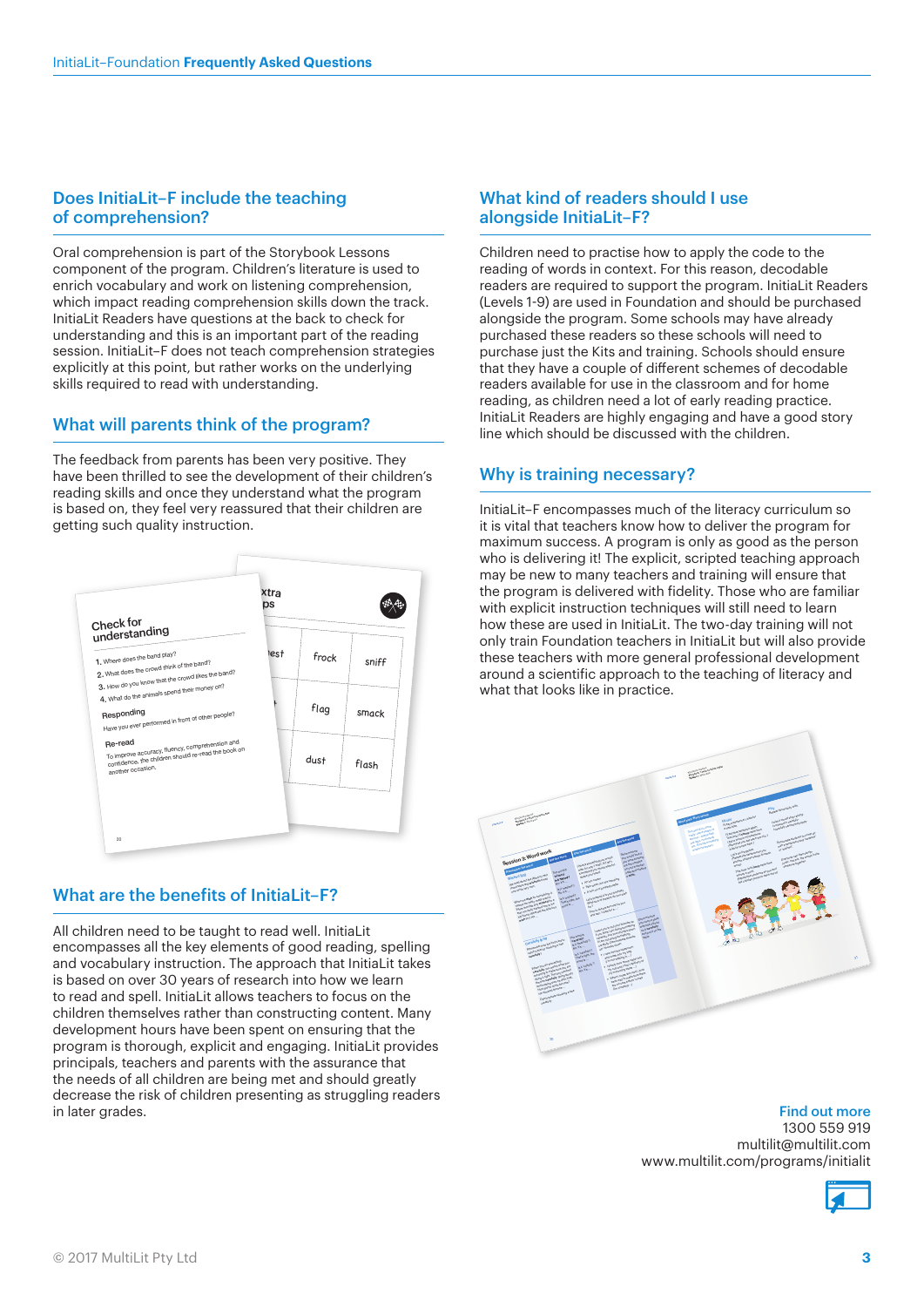## Does InitiaLit–F include the teaching of comprehension?

Oral comprehension is part of the Storybook Lessons component of the program. Children's literature is used to enrich vocabulary and work on listening comprehension, which impact reading comprehension skills down the track. InitiaLit Readers have questions at the back to check for understanding and this is an important part of the reading session. InitiaLit–F does not teach comprehension strategies explicitly at this point, but rather works on the underlying skills required to read with understanding.

## What will parents think of the program?

The feedback from parents has been very positive. They have been thrilled to see the development of their children's reading skills and once they understand what the program is based on, they feel very reassured that their children are getting such quality instruction.

## What are the benefits of InitiaLit–F?

All children need to be taught to read well. InitiaLit encompasses all the key elements of good reading, spelling and vocabulary instruction. The approach that InitiaLit takes is based on over 30 years of research into how we learn to read and spell. InitiaLit allows teachers to focus on the children themselves rather than constructing content. Many development hours have been spent on ensuring that the program is thorough, explicit and engaging. InitiaLit provides principals, teachers and parents with the assurance that the needs of all children are being met and should greatly decrease the risk of children presenting as struggling readers in later grades.

## What kind of readers should I use alongside InitiaLit–F?

Children need to practise how to apply the code to the reading of words in context. For this reason, decodable readers are required to support the program. InitiaLit Readers (Levels 1-9) are used in Foundation and should be purchased alongside the program. Some schools may have already purchased these readers so these schools will need to purchase just the Kits and training. Schools should ensure that they have a couple of different schemes of decodable readers available for use in the classroom and for home reading, as children need a lot of early reading practice. InitiaLit Readers are highly engaging and have a good story line which should be discussed with the children.

## Why is training necessary?

InitiaLit–F encompasses much of the literacy curriculum so it is vital that teachers know how to deliver the program for maximum success. A program is only as good as the person who is delivering it! The explicit, scripted teaching approach may be new to many teachers and training will ensure that the program is delivered with fidelity. Those who are familiar with explicit instruction techniques will still need to learn how these are used in InitiaLit. The two-day training will not only train Foundation teachers in InitiaLit but will also provide these teachers with more general professional development around a scientific approach to the teaching of literacy and what that looks like in practice.

**Find out more**
1300 559 919
multilit@multilit.com
www.multilit.com/programs/initialit

© 2017 MultiLit Pty Ltd